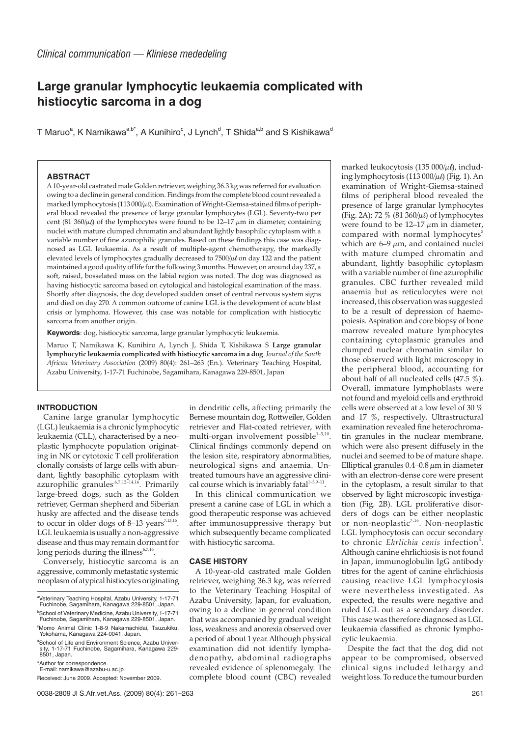*Clinical communication — Kliniese mededeling*

# Large granular lymphocytic leukaemia complicated with histiocytic sarcoma in a dog

T Maruo[a], K Namikawa[a,b*], A Kunihiro[c], J Lynch[d], T Shida[a,b] and S Kishikawa[d]

## ABSTRACT

A 10-year-old castrated male Golden retriever, weighing 36.3 kg was referred for evaluation owing to a decline in general condition. Findings from the complete blood count revealed a marked lymphocytosis (113 000/$\mu\ell$). Examination of Wright-Giemsa-stained films of peripheral blood revealed the presence of large granular lymphocytes (LGL). Seventy-two per cent (81 360/$\mu\ell$) of the lymphocytes were found to be 12–17 $\mu$m in diameter, containing nuclei with mature clumped chromatin and abundant lightly basophilic cytoplasm with a variable number of fine azurophilic granules. Based on these findings this case was diagnosed as LGL leukaemia. As a result of multiple-agent chemotherapy, the markedly elevated levels of lymphocytes gradually decreased to 7500/$\mu\ell$ on day 122 and the patient maintained a good quality of life for the following 3 months. However, on around day 237, a soft, raised, bosselated mass on the labial region was noted. The dog was diagnosed as having histiocytic sarcoma based on cytological and histological examination of the mass. Shortly after diagnosis, the dog developed sudden onset of central nervous system signs and died on day 270. A common outcome of canine LGL is the development of acute blast crisis or lymphoma. However, this case was notable for complication with histiocytic sarcoma from another origin.

**Keywords**: dog, histiocytic sarcoma, large granular lymphocytic leukaemia.

Maruo T, Namikawa K, Kunihiro A, Lynch J, Shida T, Kishikawa S **Large granular lymphocytic leukaemia complicated with histiocytic sarcoma in a dog**. *Journal of the South African Veterinary Association* (2009) 80(4): 261–263 (En.). Veterinary Teaching Hospital, Azabu University, 1-17-71 Fuchinobe, Sagamihara, Kanagawa 229-8501, Japan

## INTRODUCTION

Canine large granular lymphocytic (LGL) leukaemia is a chronic lymphocytic leukaemia (CLL), characterised by a neoplastic lymphocyte population originating in NK or cytotoxic T cell proliferation clonally consists of large cells with abundant, lightly basophilic cytoplasm with azurophilic granules[6,7,12–14,16]. Primarily large-breed dogs, such as the Golden retriever, German shepherd and Siberian husky are affected and the disease tends to occur in older dogs of 8–13 years[7,13,16]. LGL leukaemia is usually a non-aggressive disease and thus may remain dormant for long periods during the illness[6,7,16].

Conversely, histiocytic sarcoma is an aggressive, commonly metastatic systemic neoplasm of atypical histiocytes originating in dendritic cells, affecting primarily the Bernese mountain dog, Rottweiler, Golden retriever and Flat-coated retriever, with multi-organ involvement possible[1–3,10]. Clinical findings commonly depend on the lesion site, respiratory abnormalities, neurological signs and anaemia. Untreated tumours have an aggressive clinical course which is invariably fatal[1–3,9–11].

In this clinical communication we present a canine case of LGL in which a good therapeutic response was achieved after immunosuppressive therapy but which subsequently became complicated with histiocytic sarcoma.

## CASE HISTORY

A 10-year-old castrated male Golden retriever, weighing 36.3 kg, was referred to the Veterinary Teaching Hospital of Azabu University, Japan, for evaluation, owing to a decline in general condition that was accompanied by gradual weight loss, weakness and anorexia observed over a period of about 1 year. Although physical examination did not identify lymphadenopathy, abdominal radiographs revealed evidence of splenomegaly. The complete blood count (CBC) revealed marked leukocytosis (135 000/$\mu\ell$), including lymphocytosis (113 000/$\mu\ell$) (Fig. 1). An examination of Wright-Giemsa-stained films of peripheral blood revealed the presence of large granular lymphocytes (Fig. 2A); 72 % (81 360/$\mu\ell$) of lymphocytes were found to be 12–17 $\mu$m in diameter, compared with normal lymphocytes[5] which are 6–9 $\mu$m, and contained nuclei with mature clumped chromatin and abundant, lightly basophilic cytoplasm with a variable number of fine azurophilic granules. CBC further revealed mild anaemia but as reticulocytes were not increased, this observation was suggested to be a result of depression of haemopoiesis. Aspiration and core biopsy of bone marrow revealed mature lymphocytes containing cytoplasmic granules and clumped nuclear chromatin similar to those observed with light microscopy in the peripheral blood, accounting for about half of all nucleated cells (47.5 %). Overall, immature lymphoblasts were not found and myeloid cells and erythroid cells were observed at a low level of 30 % and 17 %, respectively. Ultrastructural examination revealed fine heterochromatin granules in the nuclear membrane, which were also present diffusely in the nuclei and seemed to be of mature shape. Elliptical granules 0.4–0.8 $\mu$m in diameter with an electron-dense core were present in the cytoplasm, a result similar to that observed by light microscopic investigation (Fig. 2B). LGL proliferative disorders of dogs can be either neoplastic or non-neoplastic[7,16]. Non-neoplastic LGL lymphocytosis can occur secondary to chronic *Ehrlichia canis* infection[4]. Although canine ehrlichiosis is not found in Japan, immunoglobulin IgG antibody titres for the agent of canine ehrlichiosis causing reactive LGL lymphocytosis were nevertheless investigated. As expected, the results were negative and ruled LGL out as a secondary disorder. This case was therefore diagnosed as LGL leukaemia classified as chronic lymphocytic leukaemia.

Despite the fact that the dog did not appear to be compromised, observed clinical signs included lethargy and weight loss. To reduce the tumour burden

---

[a]Veterinary Teaching Hospital, Azabu University, 1-17-71 Fuchinobe, Sagamihara, Kanagawa 229-8501, Japan.

[b]School of Veterinary Medicine, Azabu University, 1-17-71 Fuchinobe, Sagamihara, Kanagawa 229-8501, Japan.

[c]Momo Animal Clinic 1-8-9 Nakamachidai, Tsuzukiku, Yokohama, Kanagawa 224-0041, Japan.

[d]School of Life and Environment Science, Azabu University, 1-17-71 Fuchinobe, Sagamihara, Kanagawa 229-8501, Japan.

*Author for correspondence.
E-mail: namikawa@azabu-u.ac.jp

Received: June 2009. Accepted: November 2009.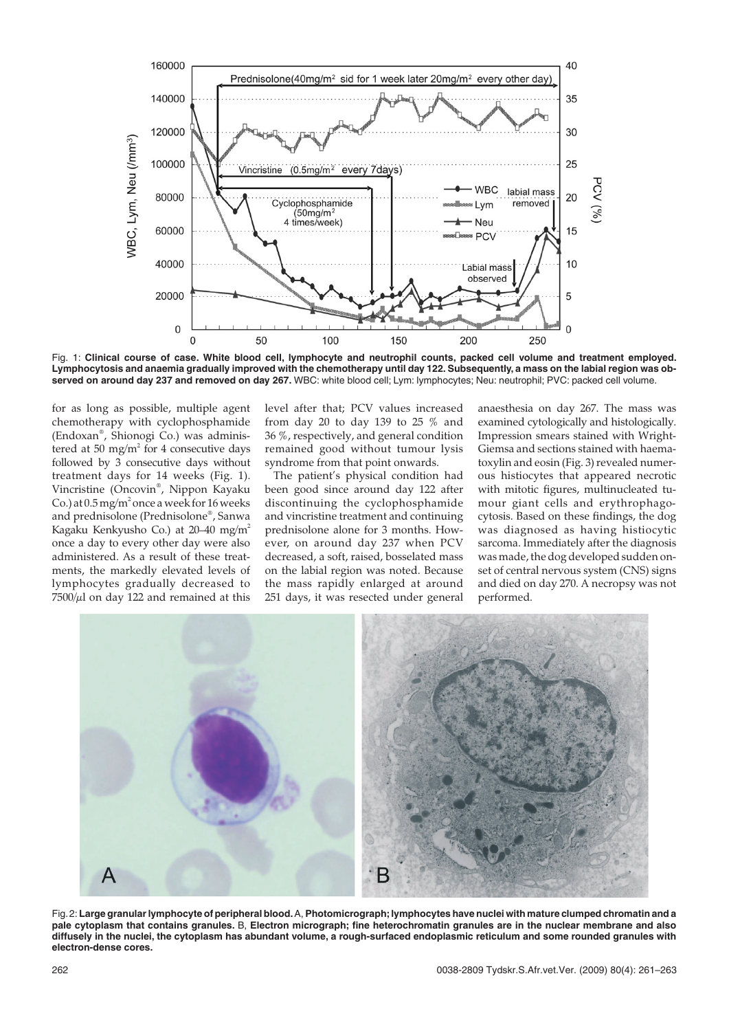Fig. 1: **Clinical course of case. White blood cell, lymphocyte and neutrophil counts, packed cell volume and treatment employed. Lymphocytosis and anaemia gradually improved with the chemotherapy until day 122. Subsequently, a mass on the labial region was observed on around day 237 and removed on day 267.** WBC: white blood cell; Lym: lymphocytes; Neu: neutrophil; PVC: packed cell volume.

for as long as possible, multiple agent chemotherapy with cyclophosphamide (Endoxan®, Shionogi Co.) was administered at 50 mg/m$^2$ for 4 consecutive days followed by 3 consecutive days without treatment days for 14 weeks (Fig. 1). Vincristine (Oncovin®, Nippon Kayaku Co.) at 0.5 mg/m$^2$ once a week for 16 weeks and prednisolone (Prednisolone®, Sanwa Kagaku Kenkyusho Co.) at 20–40 mg/m$^2$ once a day to every other day were also administered. As a result of these treatments, the markedly elevated levels of lymphocytes gradually decreased to 7500/$\mu$l on day 122 and remained at this level after that; PCV values increased from day 20 to day 139 to 25 % and 36 %, respectively, and general condition remained good without tumour lysis syndrome from that point onwards.

The patient's physical condition had been good since around day 122 after discontinuing the cyclophosphamide and vincristine treatment and continuing prednisolone alone for 3 months. However, on around day 237 when PCV decreased, a soft, raised, bosselated mass on the labial region was noted. Because the mass rapidly enlarged at around 251 days, it was resected under general anaesthesia on day 267. The mass was examined cytologically and histologically. Impression smears stained with Wright-Giemsa and sections stained with haematoxylin and eosin (Fig. 3) revealed numerous histiocytes that appeared necrotic with mitotic figures, multinucleated tumour giant cells and erythrophagocytosis. Based on these findings, the dog was diagnosed as having histiocytic sarcoma. Immediately after the diagnosis was made, the dog developed sudden onset of central nervous system (CNS) signs and died on day 270. A necropsy was not performed.

Fig. 2: **Large granular lymphocyte of peripheral blood.** A, **Photomicrograph; lymphocytes have nuclei with mature clumped chromatin and a pale cytoplasm that contains granules.** B, **Electron micrograph; fine heterochromatin granules are in the nuclear membrane and also diffusely in the nuclei, the cytoplasm has abundant volume, a rough-surfaced endoplasmic reticulum and some rounded granules with electron-dense cores.**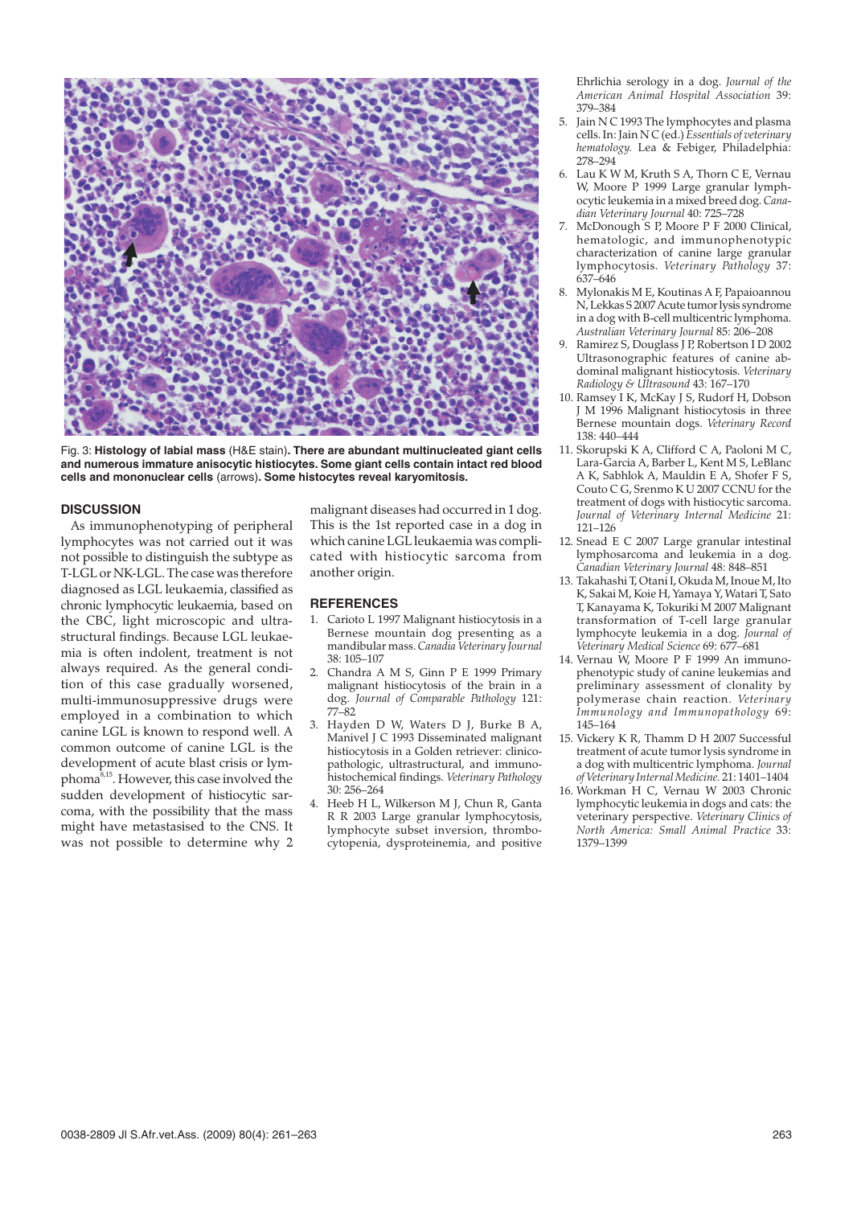Fig. 3: **Histology of labial mass** (H&E stain)**. There are abundant multinucleated giant cells and numerous immature anisocytic histiocytes. Some giant cells contain intact red blood cells and mononuclear cells** (arrows)**. Some histocytes reveal karyomitosis.**

## DISCUSSION

As immunophenotyping of peripheral lymphocytes was not carried out it was not possible to distinguish the subtype as T-LGL or NK-LGL. The case was therefore diagnosed as LGL leukaemia, classified as chronic lymphocytic leukaemia, based on the CBC, light microscopic and ultrastructural findings. Because LGL leukaemia is often indolent, treatment is not always required. As the general condition of this case gradually worsened, multi-immunosuppressive drugs were employed in a combination to which canine LGL is known to respond well. A common outcome of canine LGL is the development of acute blast crisis or lymphoma[8,15]. However, this case involved the sudden development of histiocytic sarcoma, with the possibility that the mass might have metastasised to the CNS. It was not possible to determine why 2 malignant diseases had occurred in 1 dog. This is the 1st reported case in a dog in which canine LGL leukaemia was complicated with histiocytic sarcoma from another origin.

## REFERENCES

1. Carioto L 1997 Malignant histiocytosis in a Bernese mountain dog presenting as a mandibular mass. *Canadia Veterinary Journal* 38: 105–107
2. Chandra A M S, Ginn P E 1999 Primary malignant histiocytosis of the brain in a dog. *Journal of Comparable Pathology* 121: 77–82
3. Hayden D W, Waters D J, Burke B A, Manivel J C 1993 Disseminated malignant histiocytosis in a Golden retriever: clinicopathologic, ultrastructural, and immunohistochemical findings. *Veterinary Pathology* 30: 256–264
4. Heeb H L, Wilkerson M J, Chun R, Ganta R R 2003 Large granular lymphocytosis, lymphocyte subset inversion, thrombocytopenia, dysproteineмia, and positive Ehrlichia serology in a dog. *Journal of the American Animal Hospital Association* 39: 379–384
5. Jain N C 1993 The lymphocytes and plasma cells. In: Jain N C (ed.) *Essentials of veterinary hematology.* Lea & Febiger, Philadelphia: 278–294
6. Lau K W M, Kruth S A, Thorn C E, Vernau W, Moore P 1999 Large granular lymphocytic leukemia in a mixed breed dog. *Canadian Veterinary Journal* 40: 725–728
7. McDonough S P, Moore P F 2000 Clinical, hematologic, and immunophenotypic characterization of canine large granular lymphocytosis. *Veterinary Pathology* 37: 637–646
8. Mylonakis M E, Koutinas A F, Papaioannou N, Lekkas S 2007 Acute tumor lysis syndrome in a dog with B-cell multicentric lymphoma. *Australian Veterinary Journal* 85: 206–208
9. Ramirez S, Douglass J P, Robertson I D 2002 Ultrasonographic features of canine abdominal malignant histiocytosis. *Veterinary Radiology & Ultrasound* 43: 167–170
10. Ramsey I K, McKay J S, Rudorf H, Dobson J M 1996 Malignant histiocytosis in three Bernese mountain dogs. *Veterinary Record* 138: 440–444
11. Skorupski K A, Clifford C A, Paoloni M C, Lara-Garcia A, Barber L, Kent M S, LeBlanc A K, Sabhlok A, Mauldin E A, Shofer F S, Couto C G, Srenmo K U 2007 CCNU for the treatment of dogs with histiocytic sarcoma. *Journal of Veterinary Internal Medicine* 21: 121–126
12. Snead E C 2007 Large granular intestinal lymphosarcoma and leukemia in a dog. *Canadian Veterinary Journal* 48: 848–851
13. Takahashi T, Otani I, Okuda M, Inoue M, Ito K, Sakai M, Koie H, Yamaya Y, Watari T, Sato T, Kanayama K, Tokuriki M 2007 Malignant transformation of T-cell large granular lymphocyte leukemia in a dog. *Journal of Veterinary Medical Science* 69: 677–681
14. Vernau W, Moore P F 1999 An immunophenotypic study of canine leukemias and preliminary assessment of clonality by polymerase chain reaction. *Veterinary Immunology and Immunopathology* 69: 145–164
15. Vickery K R, Thamm D H 2007 Successful treatment of acute tumor lysis syndrome in a dog with multicentric lymphoma. *Journal of Veterinary Internal Medicine.* 21: 1401–1404
16. Workman H C, Vernau W 2003 Chronic lymphocytic leukemia in dogs and cats: the veterinary perspective. *Veterinary Clinics of North America: Small Animal Practice* 33: 1379–1399